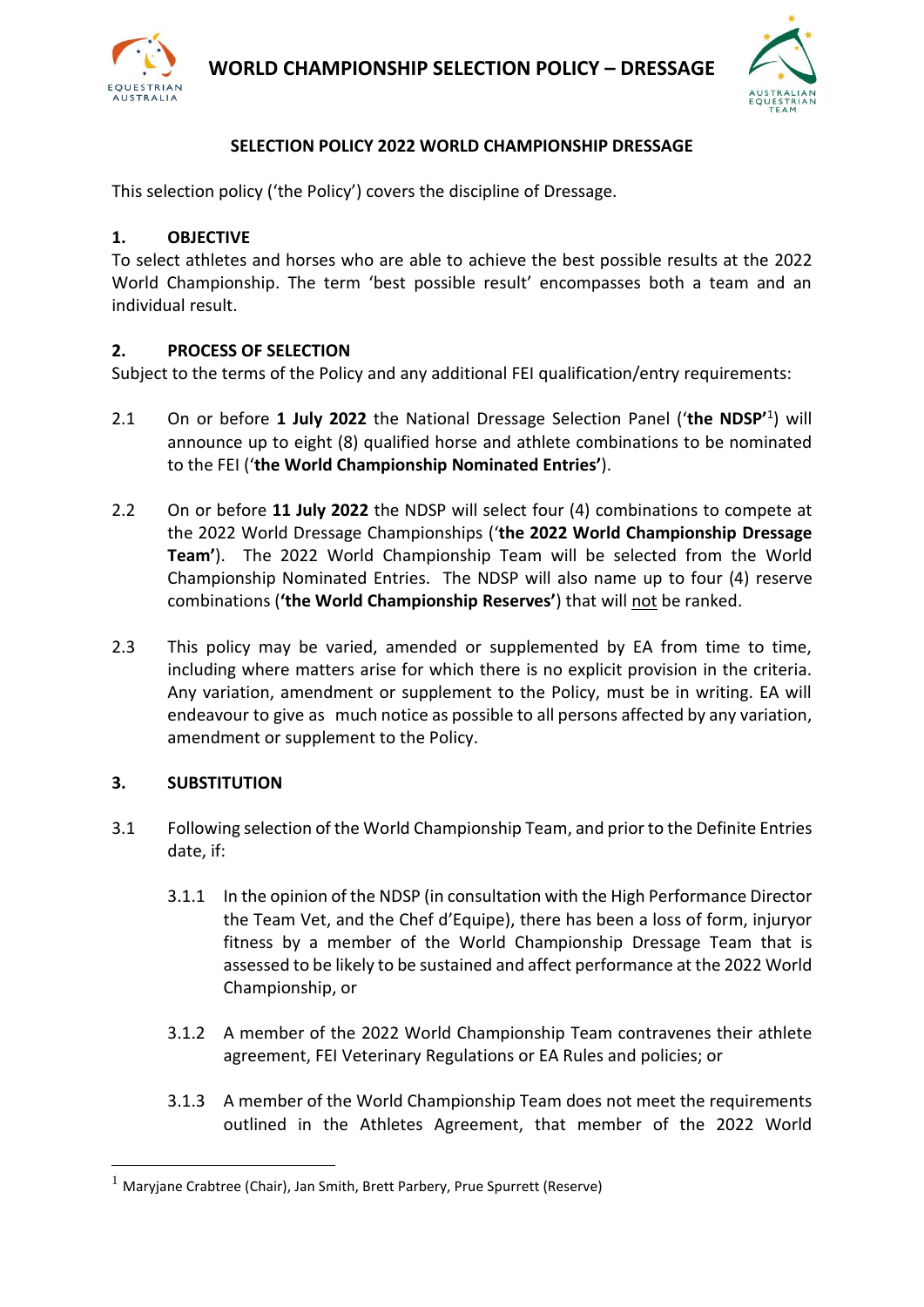# WORLD CHAMPIONSHIP SELECTION POLICY – DRESSAGE

## SELECTION POLICY 2022 WORLD CHAMPIONSHIP DRESSAGE

This selection policy ('the Policy') covers the discipline of Dressage.

### 1. OBJECTIVE

To select athletes and horses who are able to achieve the best possible results at the 2022 World Championship. The term 'best possible result' encompasses both a team and an individual result.

### 2. PROCESS OF SELECTION

Subject to the terms of the Policy and any additional FEI qualification/entry requirements:

2.1 On or before **1 July 2022** the National Dressage Selection Panel ('**the NDSP'**[1]) will announce up to eight (8) qualified horse and athlete combinations to be nominated to the FEI ('**the World Championship Nominated Entries'**).

2.2 On or before **11 July 2022** the NDSP will select four (4) combinations to compete at the 2022 World Dressage Championships ('**the 2022 World Championship Dressage Team'**). The 2022 World Championship Team will be selected from the World Championship Nominated Entries. The NDSP will also name up to four (4) reserve combinations (**'the World Championship Reserves'**) that will not be ranked.

2.3 This policy may be varied, amended or supplemented by EA from time to time, including where matters arise for which there is no explicit provision in the criteria. Any variation, amendment or supplement to the Policy, must be in writing. EA will endeavour to give as much notice as possible to all persons affected by any variation, amendment or supplement to the Policy.

### 3. SUBSTITUTION

3.1 Following selection of the World Championship Team, and prior to the Definite Entries date, if:

3.1.1 In the opinion of the NDSP (in consultation with the High Performance Director the Team Vet, and the Chef d'Equipe), there has been a loss of form, injuryor fitness by a member of the World Championship Dressage Team that is assessed to be likely to be sustained and affect performance at the 2022 World Championship, or

3.1.2 A member of the 2022 World Championship Team contravenes their athlete agreement, FEI Veterinary Regulations or EA Rules and policies; or

3.1.3 A member of the World Championship Team does not meet the requirements outlined in the Athletes Agreement, that member of the 2022 World

---

[1] Maryjane Crabtree (Chair), Jan Smith, Brett Parbery, Prue Spurrett (Reserve)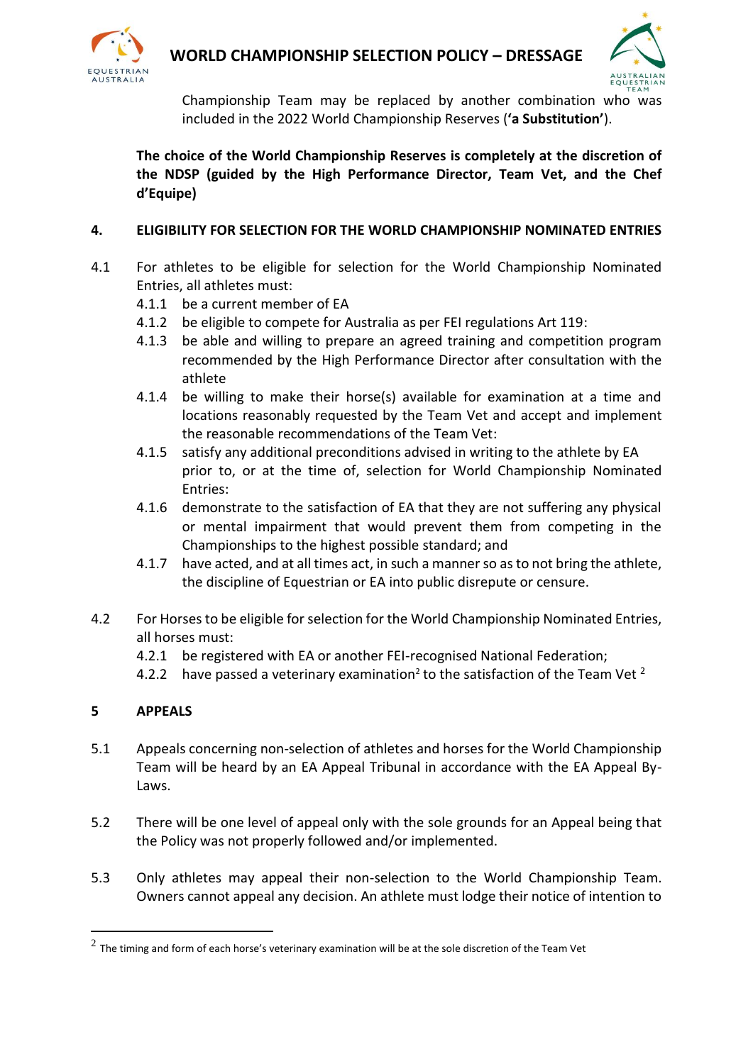Championship Team may be replaced by another combination who was included in the 2022 World Championship Reserves (**'a Substitution'**).

**The choice of the World Championship Reserves is completely at the discretion of the NDSP (guided by the High Performance Director, Team Vet, and the Chef d'Equipe)**

## 4. ELIGIBILITY FOR SELECTION FOR THE WORLD CHAMPIONSHIP NOMINATED ENTRIES

4.1 For athletes to be eligible for selection for the World Championship Nominated Entries, all athletes must:

- 4.1.1 be a current member of EA
- 4.1.2 be eligible to compete for Australia as per FEI regulations Art 119:
- 4.1.3 be able and willing to prepare an agreed training and competition program recommended by the High Performance Director after consultation with the athlete
- 4.1.4 be willing to make their horse(s) available for examination at a time and locations reasonably requested by the Team Vet and accept and implement the reasonable recommendations of the Team Vet:
- 4.1.5 satisfy any additional preconditions advised in writing to the athlete by EA prior to, or at the time of, selection for World Championship Nominated Entries:
- 4.1.6 demonstrate to the satisfaction of EA that they are not suffering any physical or mental impairment that would prevent them from competing in the Championships to the highest possible standard; and
- 4.1.7 have acted, and at all times act, in such a manner so as to not bring the athlete, the discipline of Equestrian or EA into public disrepute or censure.

4.2 For Horses to be eligible for selection for the World Championship Nominated Entries, all horses must:

- 4.2.1 be registered with EA or another FEI-recognised National Federation;
- 4.2.2 have passed a veterinary examination[2] to the satisfaction of the Team Vet [2]

## 5 APPEALS

5.1 Appeals concerning non-selection of athletes and horses for the World Championship Team will be heard by an EA Appeal Tribunal in accordance with the EA Appeal By-Laws.

5.2 There will be one level of appeal only with the sole grounds for an Appeal being that the Policy was not properly followed and/or implemented.

5.3 Only athletes may appeal their non-selection to the World Championship Team. Owners cannot appeal any decision. An athlete must lodge their notice of intention to

---

[2] The timing and form of each horse's veterinary examination will be at the sole discretion of the Team Vet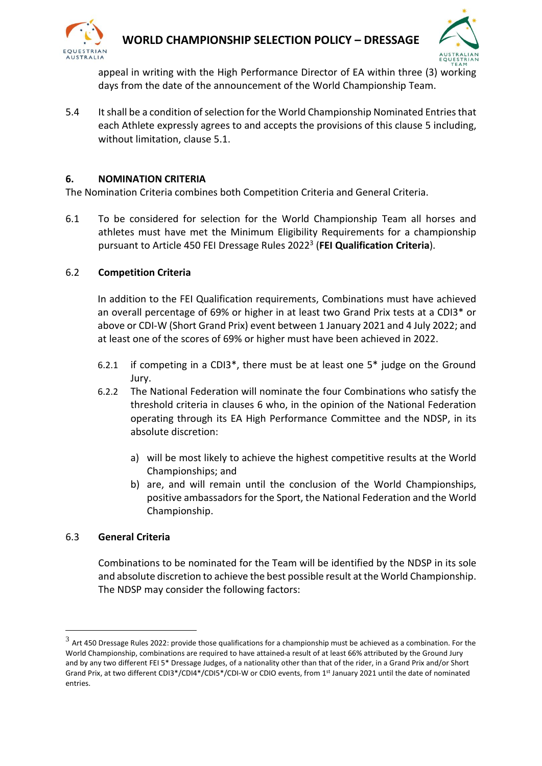appeal in writing with the High Performance Director of EA within three (3) working days from the date of the announcement of the World Championship Team.

5.4 It shall be a condition of selection for the World Championship Nominated Entries that each Athlete expressly agrees to and accepts the provisions of this clause 5 including, without limitation, clause 5.1.

## 6. NOMINATION CRITERIA

The Nomination Criteria combines both Competition Criteria and General Criteria.

6.1 To be considered for selection for the World Championship Team all horses and athletes must have met the Minimum Eligibility Requirements for a championship pursuant to Article 450 FEI Dressage Rules 2022[3] (**FEI Qualification Criteria**).

6.2 **Competition Criteria**

In addition to the FEI Qualification requirements, Combinations must have achieved an overall percentage of 69% or higher in at least two Grand Prix tests at a CDI3* or above or CDI-W (Short Grand Prix) event between 1 January 2021 and 4 July 2022; and at least one of the scores of 69% or higher must have been achieved in 2022.

6.2.1 if competing in a CDI3*, there must be at least one 5* judge on the Ground Jury.

6.2.2 The National Federation will nominate the four Combinations who satisfy the threshold criteria in clauses 6 who, in the opinion of the National Federation operating through its EA High Performance Committee and the NDSP, in its absolute discretion:

a) will be most likely to achieve the highest competitive results at the World Championships; and

b) are, and will remain until the conclusion of the World Championships, positive ambassadors for the Sport, the National Federation and the World Championship.

6.3 **General Criteria**

Combinations to be nominated for the Team will be identified by the NDSP in its sole and absolute discretion to achieve the best possible result at the World Championship. The NDSP may consider the following factors:

---

[3] Art 450 Dressage Rules 2022: provide those qualifications for a championship must be achieved as a combination. For the World Championship, combinations are required to have attained a result of at least 66% attributed by the Ground Jury and by any two different FEI 5* Dressage Judges, of a nationality other than that of the rider, in a Grand Prix and/or Short Grand Prix, at two different CDI3*/CDI4*/CDI5*/CDI-W or CDIO events, from 1st January 2021 until the date of nominated entries.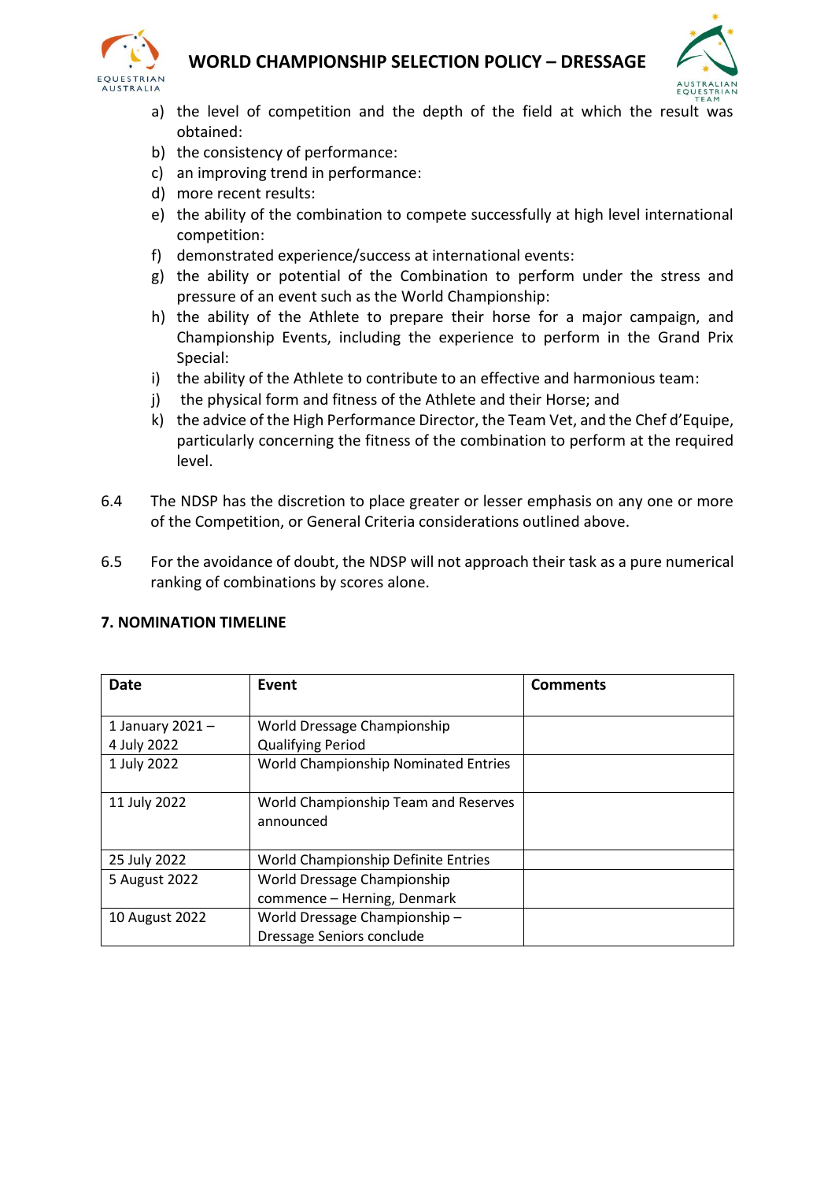a) the level of competition and the depth of the field at which the result was obtained:
b) the consistency of performance:
c) an improving trend in performance:
d) more recent results:
e) the ability of the combination to compete successfully at high level international competition:
f) demonstrated experience/success at international events:
g) the ability or potential of the Combination to perform under the stress and pressure of an event such as the World Championship:
h) the ability of the Athlete to prepare their horse for a major campaign, and Championship Events, including the experience to perform in the Grand Prix Special:
i) the ability of the Athlete to contribute to an effective and harmonious team:
j) the physical form and fitness of the Athlete and their Horse; and
k) the advice of the High Performance Director, the Team Vet, and the Chef d'Equipe, particularly concerning the fitness of the combination to perform at the required level.

6.4 The NDSP has the discretion to place greater or lesser emphasis on any one or more of the Competition, or General Criteria considerations outlined above.

6.5 For the avoidance of doubt, the NDSP will not approach their task as a pure numerical ranking of combinations by scores alone.

**7. NOMINATION TIMELINE**

| Date | Event | Comments |
|---|---|---|
| 1 January 2021 – 4 July 2022 | World Dressage Championship Qualifying Period | |
| 1 July 2022 | World Championship Nominated Entries | |
| 11 July 2022 | World Championship Team and Reserves announced | |
| 25 July 2022 | World Championship Definite Entries | |
| 5 August 2022 | World Dressage Championship commence – Herning, Denmark | |
| 10 August 2022 | World Dressage Championship – Dressage Seniors conclude | |